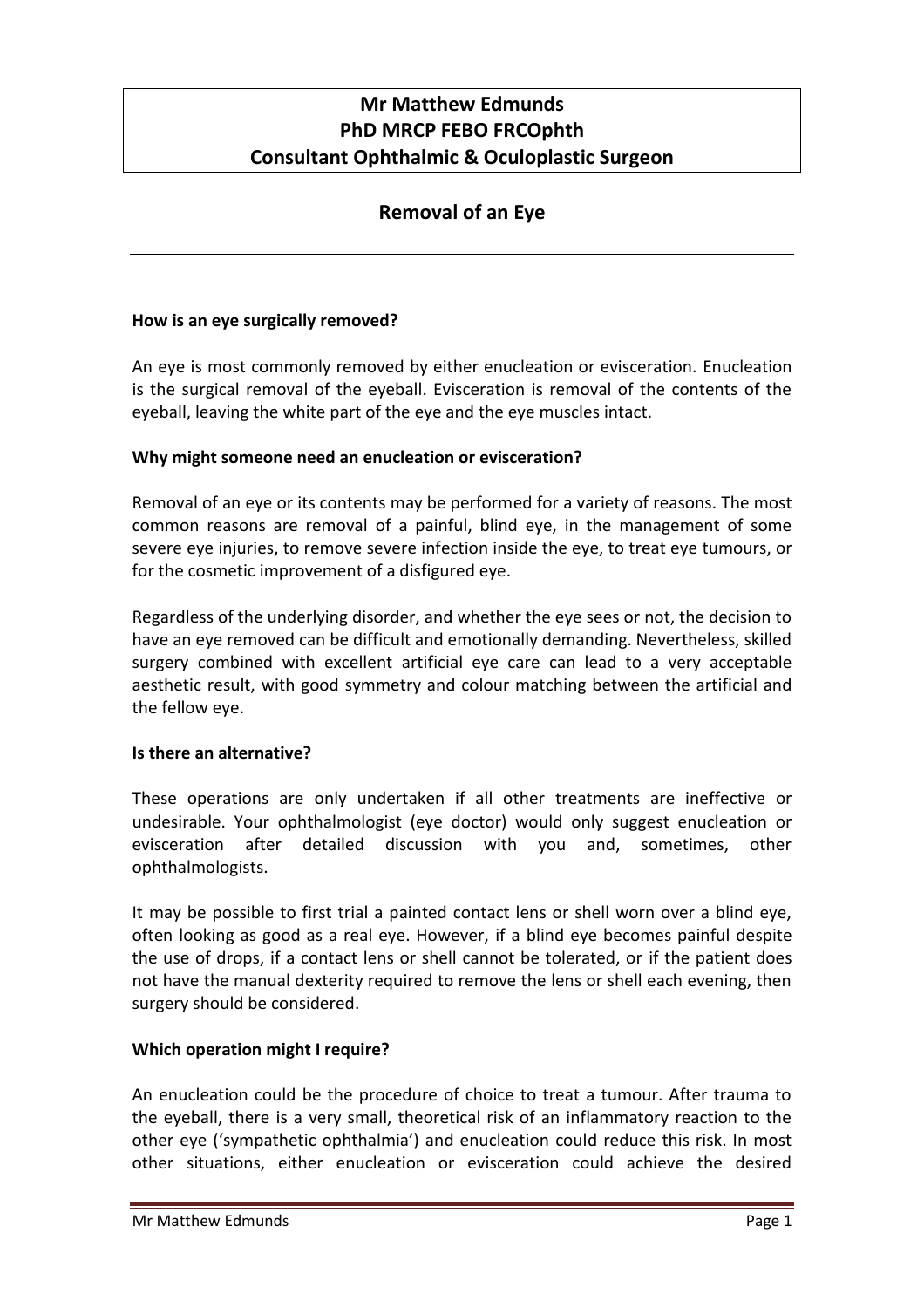**Mr Matthew Edmunds**
**PhD MRCP FEBO FRCOphth**
**Consultant Ophthalmic & Oculoplastic Surgeon**

# Removal of an Eye

---

**How is an eye surgically removed?**

An eye is most commonly removed by either enucleation or evisceration. Enucleation is the surgical removal of the eyeball. Evisceration is removal of the contents of the eyeball, leaving the white part of the eye and the eye muscles intact.

**Why might someone need an enucleation or evisceration?**

Removal of an eye or its contents may be performed for a variety of reasons. The most common reasons are removal of a painful, blind eye, in the management of some severe eye injuries, to remove severe infection inside the eye, to treat eye tumours, or for the cosmetic improvement of a disfigured eye.

Regardless of the underlying disorder, and whether the eye sees or not, the decision to have an eye removed can be difficult and emotionally demanding. Nevertheless, skilled surgery combined with excellent artificial eye care can lead to a very acceptable aesthetic result, with good symmetry and colour matching between the artificial and the fellow eye.

**Is there an alternative?**

These operations are only undertaken if all other treatments are ineffective or undesirable. Your ophthalmologist (eye doctor) would only suggest enucleation or evisceration after detailed discussion with you and, sometimes, other ophthalmologists.

It may be possible to first trial a painted contact lens or shell worn over a blind eye, often looking as good as a real eye. However, if a blind eye becomes painful despite the use of drops, if a contact lens or shell cannot be tolerated, or if the patient does not have the manual dexterity required to remove the lens or shell each evening, then surgery should be considered.

**Which operation might I require?**

An enucleation could be the procedure of choice to treat a tumour. After trauma to the eyeball, there is a very small, theoretical risk of an inflammatory reaction to the other eye ('sympathetic ophthalmia') and enucleation could reduce this risk. In most other situations, either enucleation or evisceration could achieve the desired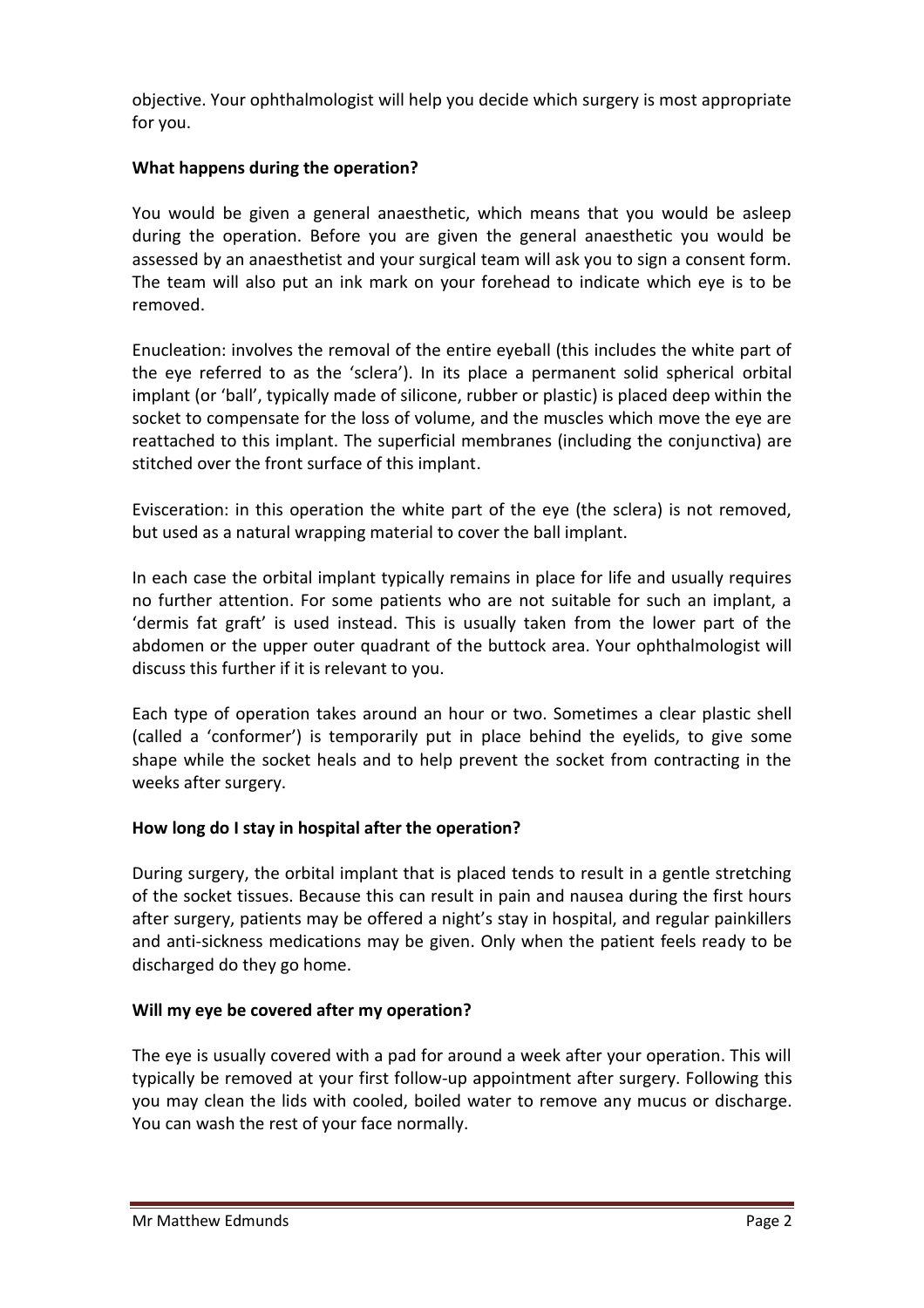objective. Your ophthalmologist will help you decide which surgery is most appropriate for you.

**What happens during the operation?**

You would be given a general anaesthetic, which means that you would be asleep during the operation. Before you are given the general anaesthetic you would be assessed by an anaesthetist and your surgical team will ask you to sign a consent form. The team will also put an ink mark on your forehead to indicate which eye is to be removed.

Enucleation: involves the removal of the entire eyeball (this includes the white part of the eye referred to as the 'sclera'). In its place a permanent solid spherical orbital implant (or 'ball', typically made of silicone, rubber or plastic) is placed deep within the socket to compensate for the loss of volume, and the muscles which move the eye are reattached to this implant. The superficial membranes (including the conjunctiva) are stitched over the front surface of this implant.

Evisceration: in this operation the white part of the eye (the sclera) is not removed, but used as a natural wrapping material to cover the ball implant.

In each case the orbital implant typically remains in place for life and usually requires no further attention. For some patients who are not suitable for such an implant, a 'dermis fat graft' is used instead. This is usually taken from the lower part of the abdomen or the upper outer quadrant of the buttock area. Your ophthalmologist will discuss this further if it is relevant to you.

Each type of operation takes around an hour or two. Sometimes a clear plastic shell (called a 'conformer') is temporarily put in place behind the eyelids, to give some shape while the socket heals and to help prevent the socket from contracting in the weeks after surgery.

**How long do I stay in hospital after the operation?**

During surgery, the orbital implant that is placed tends to result in a gentle stretching of the socket tissues. Because this can result in pain and nausea during the first hours after surgery, patients may be offered a night's stay in hospital, and regular painkillers and anti-sickness medications may be given. Only when the patient feels ready to be discharged do they go home.

**Will my eye be covered after my operation?**

The eye is usually covered with a pad for around a week after your operation. This will typically be removed at your first follow-up appointment after surgery. Following this you may clean the lids with cooled, boiled water to remove any mucus or discharge. You can wash the rest of your face normally.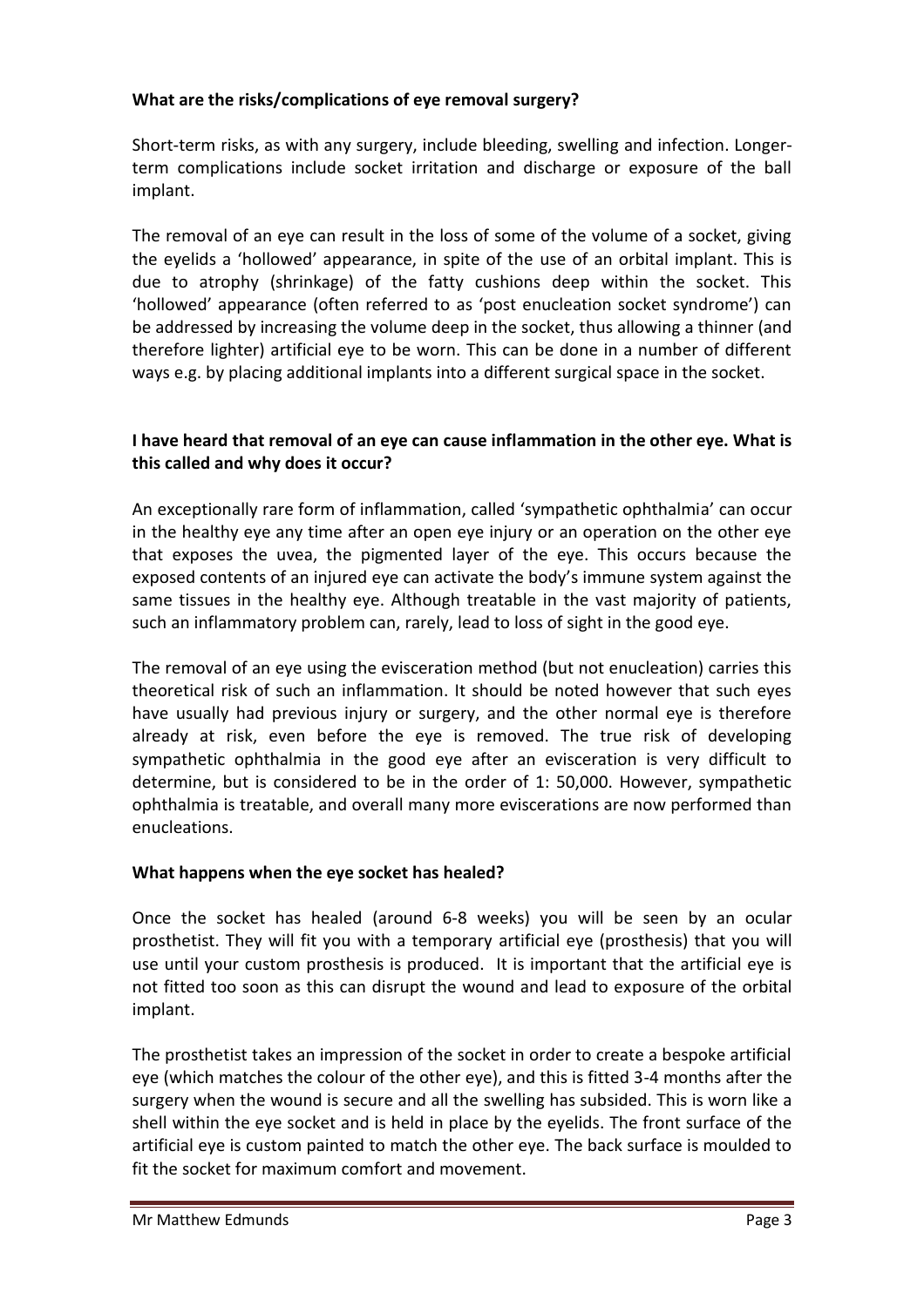**What are the risks/complications of eye removal surgery?**

Short-term risks, as with any surgery, include bleeding, swelling and infection. Longer-term complications include socket irritation and discharge or exposure of the ball implant.

The removal of an eye can result in the loss of some of the volume of a socket, giving the eyelids a 'hollowed' appearance, in spite of the use of an orbital implant. This is due to atrophy (shrinkage) of the fatty cushions deep within the socket. This 'hollowed' appearance (often referred to as 'post enucleation socket syndrome') can be addressed by increasing the volume deep in the socket, thus allowing a thinner (and therefore lighter) artificial eye to be worn. This can be done in a number of different ways e.g. by placing additional implants into a different surgical space in the socket.

**I have heard that removal of an eye can cause inflammation in the other eye. What is this called and why does it occur?**

An exceptionally rare form of inflammation, called 'sympathetic ophthalmia' can occur in the healthy eye any time after an open eye injury or an operation on the other eye that exposes the uvea, the pigmented layer of the eye. This occurs because the exposed contents of an injured eye can activate the body's immune system against the same tissues in the healthy eye. Although treatable in the vast majority of patients, such an inflammatory problem can, rarely, lead to loss of sight in the good eye.

The removal of an eye using the evisceration method (but not enucleation) carries this theoretical risk of such an inflammation. It should be noted however that such eyes have usually had previous injury or surgery, and the other normal eye is therefore already at risk, even before the eye is removed. The true risk of developing sympathetic ophthalmia in the good eye after an evisceration is very difficult to determine, but is considered to be in the order of 1: 50,000. However, sympathetic ophthalmia is treatable, and overall many more eviscerations are now performed than enucleations.

**What happens when the eye socket has healed?**

Once the socket has healed (around 6-8 weeks) you will be seen by an ocular prosthetist. They will fit you with a temporary artificial eye (prosthesis) that you will use until your custom prosthesis is produced. It is important that the artificial eye is not fitted too soon as this can disrupt the wound and lead to exposure of the orbital implant.

The prosthetist takes an impression of the socket in order to create a bespoke artificial eye (which matches the colour of the other eye), and this is fitted 3-4 months after the surgery when the wound is secure and all the swelling has subsided. This is worn like a shell within the eye socket and is held in place by the eyelids. The front surface of the artificial eye is custom painted to match the other eye. The back surface is moulded to fit the socket for maximum comfort and movement.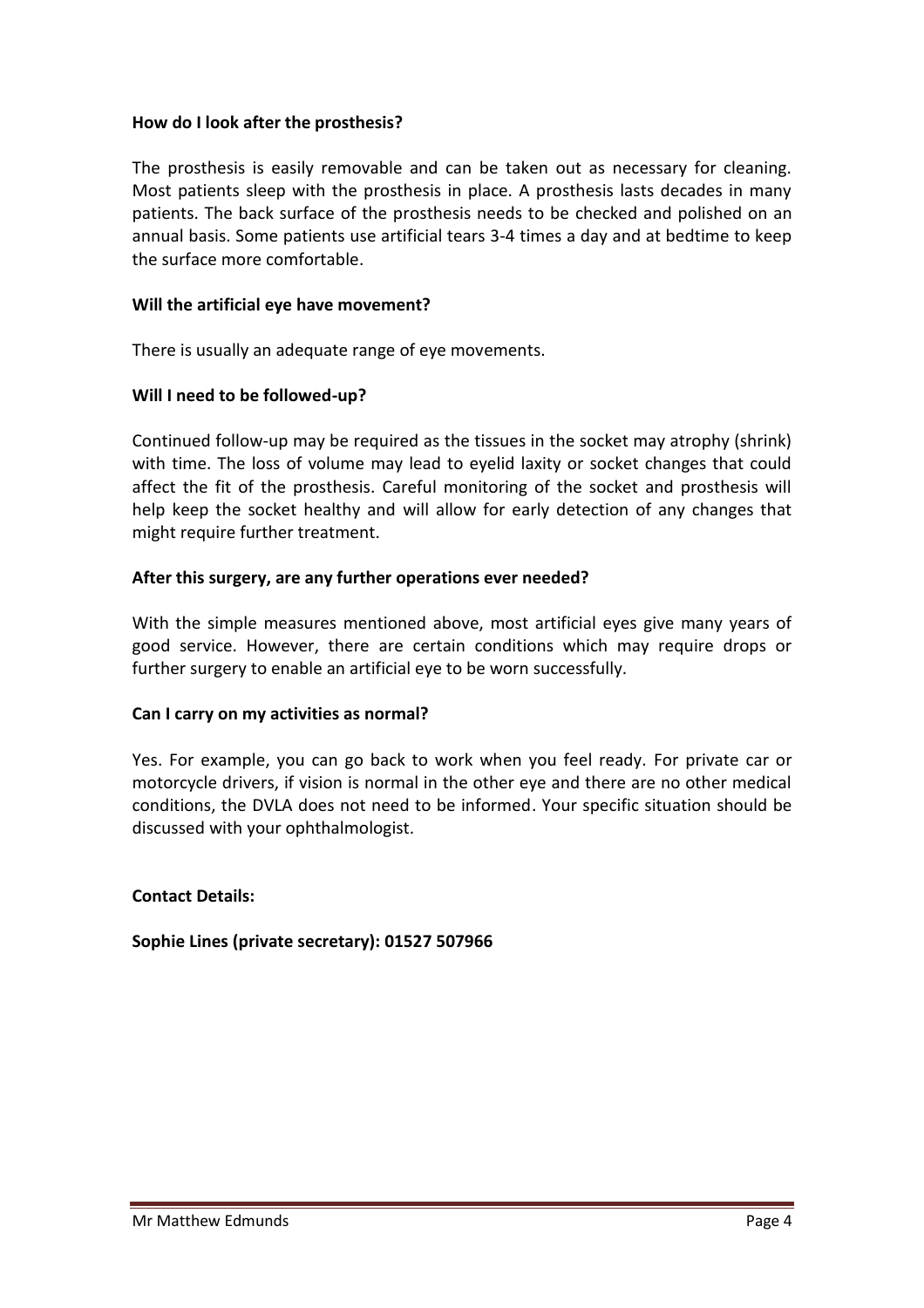**How do I look after the prosthesis?**

The prosthesis is easily removable and can be taken out as necessary for cleaning. Most patients sleep with the prosthesis in place. A prosthesis lasts decades in many patients. The back surface of the prosthesis needs to be checked and polished on an annual basis. Some patients use artificial tears 3-4 times a day and at bedtime to keep the surface more comfortable.

**Will the artificial eye have movement?**

There is usually an adequate range of eye movements.

**Will I need to be followed-up?**

Continued follow-up may be required as the tissues in the socket may atrophy (shrink) with time. The loss of volume may lead to eyelid laxity or socket changes that could affect the fit of the prosthesis. Careful monitoring of the socket and prosthesis will help keep the socket healthy and will allow for early detection of any changes that might require further treatment.

**After this surgery, are any further operations ever needed?**

With the simple measures mentioned above, most artificial eyes give many years of good service. However, there are certain conditions which may require drops or further surgery to enable an artificial eye to be worn successfully.

**Can I carry on my activities as normal?**

Yes. For example, you can go back to work when you feel ready. For private car or motorcycle drivers, if vision is normal in the other eye and there are no other medical conditions, the DVLA does not need to be informed. Your specific situation should be discussed with your ophthalmologist.

**Contact Details:**

**Sophie Lines (private secretary): 01527 507966**